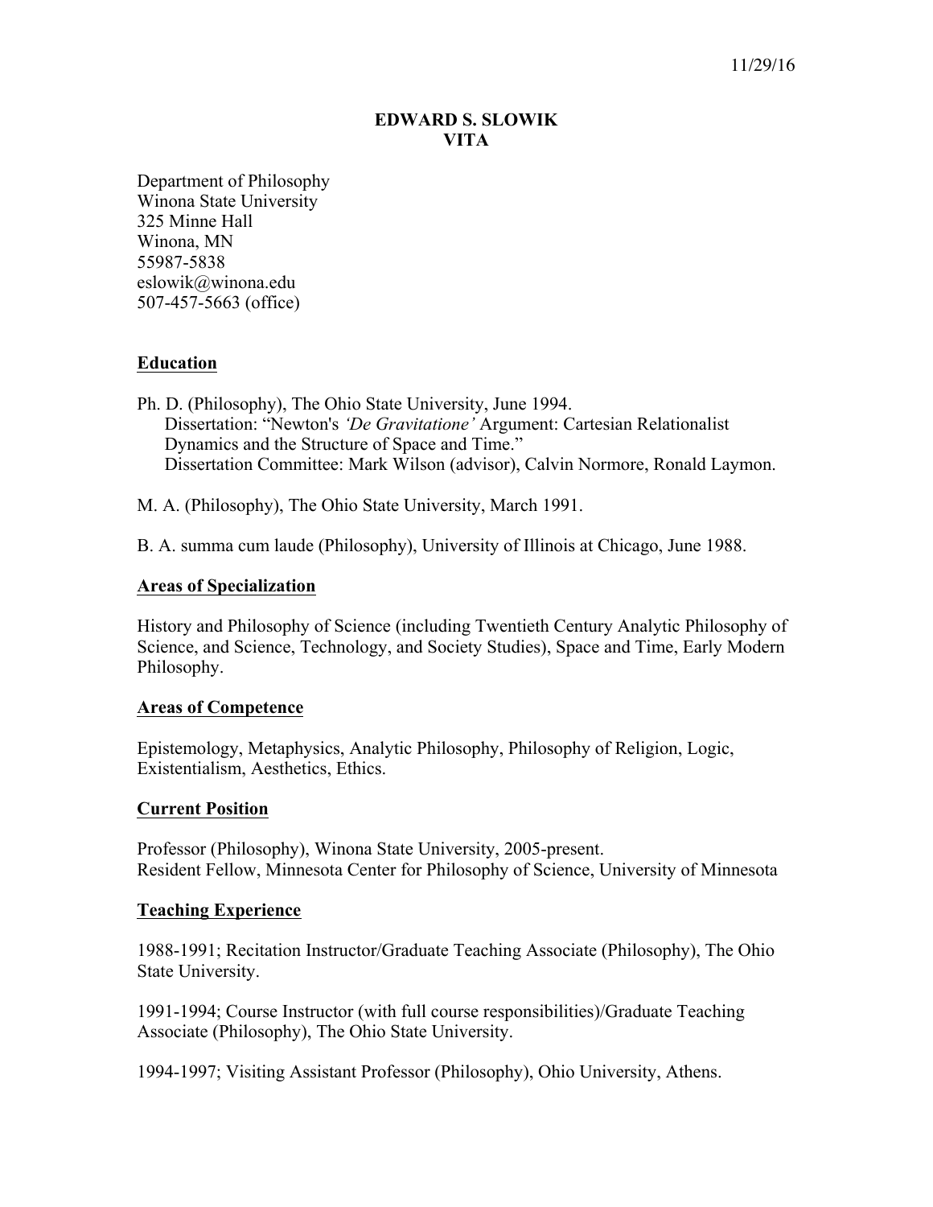11/29/16

# EDWARD S. SLOWIK
# VITA

Department of Philosophy  
Winona State University  
325 Minne Hall  
Winona, MN  
55987-5838  
eslowik@winona.edu  
507-457-5663 (office)

## Education

Ph. D. (Philosophy), The Ohio State University, June 1994.  
Dissertation: "Newton's *'De Gravitatione'* Argument: Cartesian Relationalist Dynamics and the Structure of Space and Time."  
Dissertation Committee: Mark Wilson (advisor), Calvin Normore, Ronald Laymon.

M. A. (Philosophy), The Ohio State University, March 1991.

B. A. summa cum laude (Philosophy), University of Illinois at Chicago, June 1988.

## Areas of Specialization

History and Philosophy of Science (including Twentieth Century Analytic Philosophy of Science, and Science, Technology, and Society Studies), Space and Time, Early Modern Philosophy.

## Areas of Competence

Epistemology, Metaphysics, Analytic Philosophy, Philosophy of Religion, Logic, Existentialism, Aesthetics, Ethics.

## Current Position

Professor (Philosophy), Winona State University, 2005-present.  
Resident Fellow, Minnesota Center for Philosophy of Science, University of Minnesota

## Teaching Experience

1988-1991; Recitation Instructor/Graduate Teaching Associate (Philosophy), The Ohio State University.

1991-1994; Course Instructor (with full course responsibilities)/Graduate Teaching Associate (Philosophy), The Ohio State University.

1994-1997; Visiting Assistant Professor (Philosophy), Ohio University, Athens.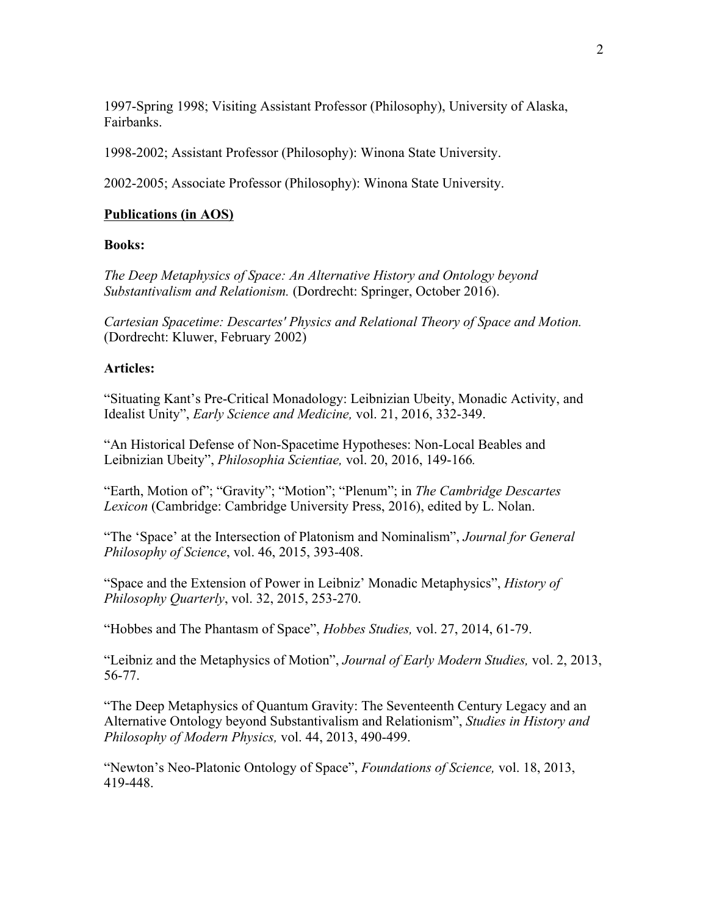1997-Spring 1998; Visiting Assistant Professor (Philosophy), University of Alaska, Fairbanks.

1998-2002; Assistant Professor (Philosophy): Winona State University.

2002-2005; Associate Professor (Philosophy): Winona State University.

**Publications (in AOS)**

**Books:**

*The Deep Metaphysics of Space: An Alternative History and Ontology beyond Substantivalism and Relationism.* (Dordrecht: Springer, October 2016).

*Cartesian Spacetime: Descartes' Physics and Relational Theory of Space and Motion.* (Dordrecht: Kluwer, February 2002)

**Articles:**

"Situating Kant's Pre-Critical Monadology: Leibnizian Ubeity, Monadic Activity, and Idealist Unity", *Early Science and Medicine,* vol. 21, 2016, 332-349.

"An Historical Defense of Non-Spacetime Hypotheses: Non-Local Beables and Leibnizian Ubeity", *Philosophia Scientiae,* vol. 20, 2016, 149-166*.*

"Earth, Motion of"; "Gravity"; "Motion"; "Plenum"; in *The Cambridge Descartes Lexicon* (Cambridge: Cambridge University Press, 2016), edited by L. Nolan.

"The 'Space' at the Intersection of Platonism and Nominalism", *Journal for General Philosophy of Science*, vol. 46, 2015, 393-408.

"Space and the Extension of Power in Leibniz' Monadic Metaphysics", *History of Philosophy Quarterly*, vol. 32, 2015, 253-270.

"Hobbes and The Phantasm of Space", *Hobbes Studies,* vol. 27, 2014, 61-79.

"Leibniz and the Metaphysics of Motion", *Journal of Early Modern Studies,* vol. 2, 2013, 56-77.

"The Deep Metaphysics of Quantum Gravity: The Seventeenth Century Legacy and an Alternative Ontology beyond Substantivalism and Relationism", *Studies in History and Philosophy of Modern Physics,* vol. 44, 2013, 490-499.

"Newton's Neo-Platonic Ontology of Space", *Foundations of Science,* vol. 18, 2013, 419-448.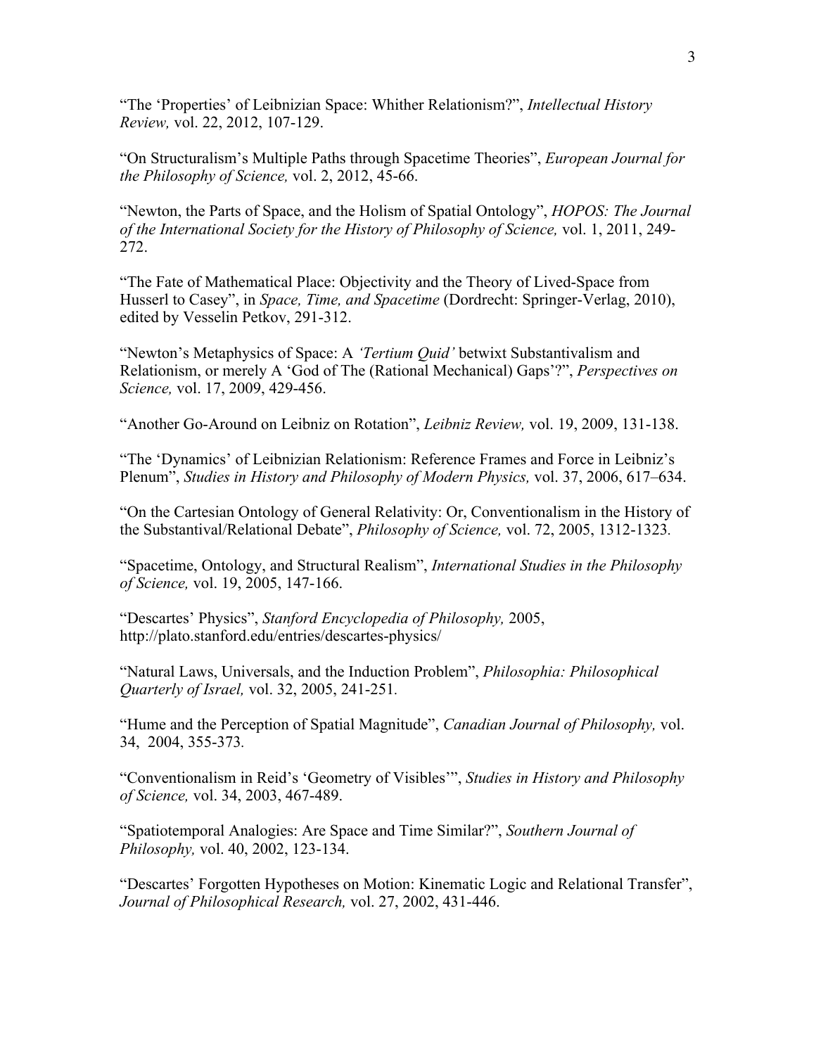“The ‘Properties’ of Leibnizian Space: Whither Relationism?”, *Intellectual History Review,* vol. 22, 2012, 107-129.

“On Structuralism’s Multiple Paths through Spacetime Theories”, *European Journal for the Philosophy of Science,* vol. 2, 2012, 45-66.

“Newton, the Parts of Space, and the Holism of Spatial Ontology”, *HOPOS: The Journal of the International Society for the History of Philosophy of Science,* vol. 1, 2011, 249-272.

“The Fate of Mathematical Place: Objectivity and the Theory of Lived-Space from Husserl to Casey”, in *Space, Time, and Spacetime* (Dordrecht: Springer-Verlag, 2010), edited by Vesselin Petkov, 291-312.

“Newton’s Metaphysics of Space: A *‘Tertium Quid’* betwixt Substantivalism and Relationism, or merely A ‘God of The (Rational Mechanical) Gaps’?”, *Perspectives on Science,* vol. 17, 2009, 429-456.

“Another Go-Around on Leibniz on Rotation”, *Leibniz Review,* vol. 19, 2009, 131-138.

“The ‘Dynamics’ of Leibnizian Relationism: Reference Frames and Force in Leibniz’s Plenum”, *Studies in History and Philosophy of Modern Physics,* vol. 37, 2006, 617–634.

“On the Cartesian Ontology of General Relativity: Or, Conventionalism in the History of the Substantival/Relational Debate”, *Philosophy of Science,* vol. 72, 2005, 1312-1323.

“Spacetime, Ontology, and Structural Realism”, *International Studies in the Philosophy of Science,* vol. 19, 2005, 147-166.

“Descartes’ Physics”, *Stanford Encyclopedia of Philosophy,* 2005, http://plato.stanford.edu/entries/descartes-physics/

“Natural Laws, Universals, and the Induction Problem”, *Philosophia: Philosophical Quarterly of Israel,* vol. 32, 2005, 241-251.

“Hume and the Perception of Spatial Magnitude”, *Canadian Journal of Philosophy,* vol. 34, 2004, 355-373.

“Conventionalism in Reid’s ‘Geometry of Visibles’”, *Studies in History and Philosophy of Science,* vol. 34, 2003, 467-489.

“Spatiotemporal Analogies: Are Space and Time Similar?”, *Southern Journal of Philosophy,* vol. 40, 2002, 123-134.

“Descartes’ Forgotten Hypotheses on Motion: Kinematic Logic and Relational Transfer”, *Journal of Philosophical Research,* vol. 27, 2002, 431-446.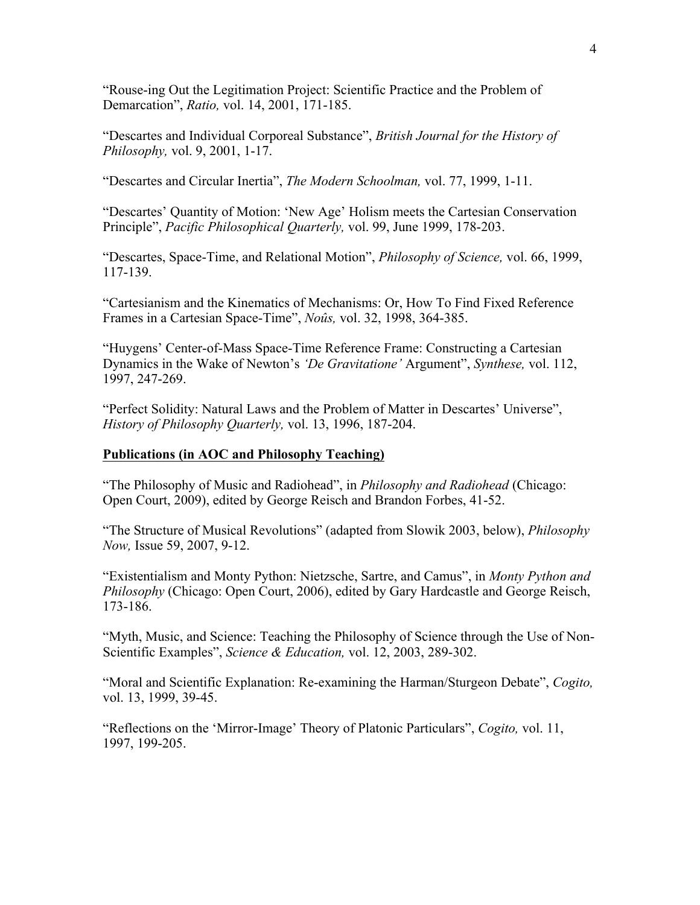"Rouse-ing Out the Legitimation Project: Scientific Practice and the Problem of Demarcation", *Ratio,* vol. 14, 2001, 171-185.

"Descartes and Individual Corporeal Substance", *British Journal for the History of Philosophy,* vol. 9, 2001, 1-17.

"Descartes and Circular Inertia", *The Modern Schoolman,* vol. 77, 1999, 1-11.

"Descartes' Quantity of Motion: 'New Age' Holism meets the Cartesian Conservation Principle", *Pacific Philosophical Quarterly,* vol. 99, June 1999, 178-203.

"Descartes, Space-Time, and Relational Motion", *Philosophy of Science,* vol. 66, 1999, 117-139.

"Cartesianism and the Kinematics of Mechanisms: Or, How To Find Fixed Reference Frames in a Cartesian Space-Time", *Noûs,* vol. 32, 1998, 364-385.

"Huygens' Center-of-Mass Space-Time Reference Frame: Constructing a Cartesian Dynamics in the Wake of Newton's *'De Gravitatione'* Argument", *Synthese,* vol. 112, 1997, 247-269.

"Perfect Solidity: Natural Laws and the Problem of Matter in Descartes' Universe", *History of Philosophy Quarterly,* vol. 13, 1996, 187-204.

**Publications (in AOC and Philosophy Teaching)**

"The Philosophy of Music and Radiohead", in *Philosophy and Radiohead* (Chicago: Open Court, 2009), edited by George Reisch and Brandon Forbes, 41-52.

"The Structure of Musical Revolutions" (adapted from Slowik 2003, below), *Philosophy Now,* Issue 59, 2007, 9-12.

"Existentialism and Monty Python: Nietzsche, Sartre, and Camus", in *Monty Python and Philosophy* (Chicago: Open Court, 2006), edited by Gary Hardcastle and George Reisch, 173-186.

"Myth, Music, and Science: Teaching the Philosophy of Science through the Use of Non-Scientific Examples", *Science & Education,* vol. 12, 2003, 289-302.

"Moral and Scientific Explanation: Re-examining the Harman/Sturgeon Debate", *Cogito,* vol. 13, 1999, 39-45.

"Reflections on the 'Mirror-Image' Theory of Platonic Particulars", *Cogito,* vol. 11, 1997, 199-205.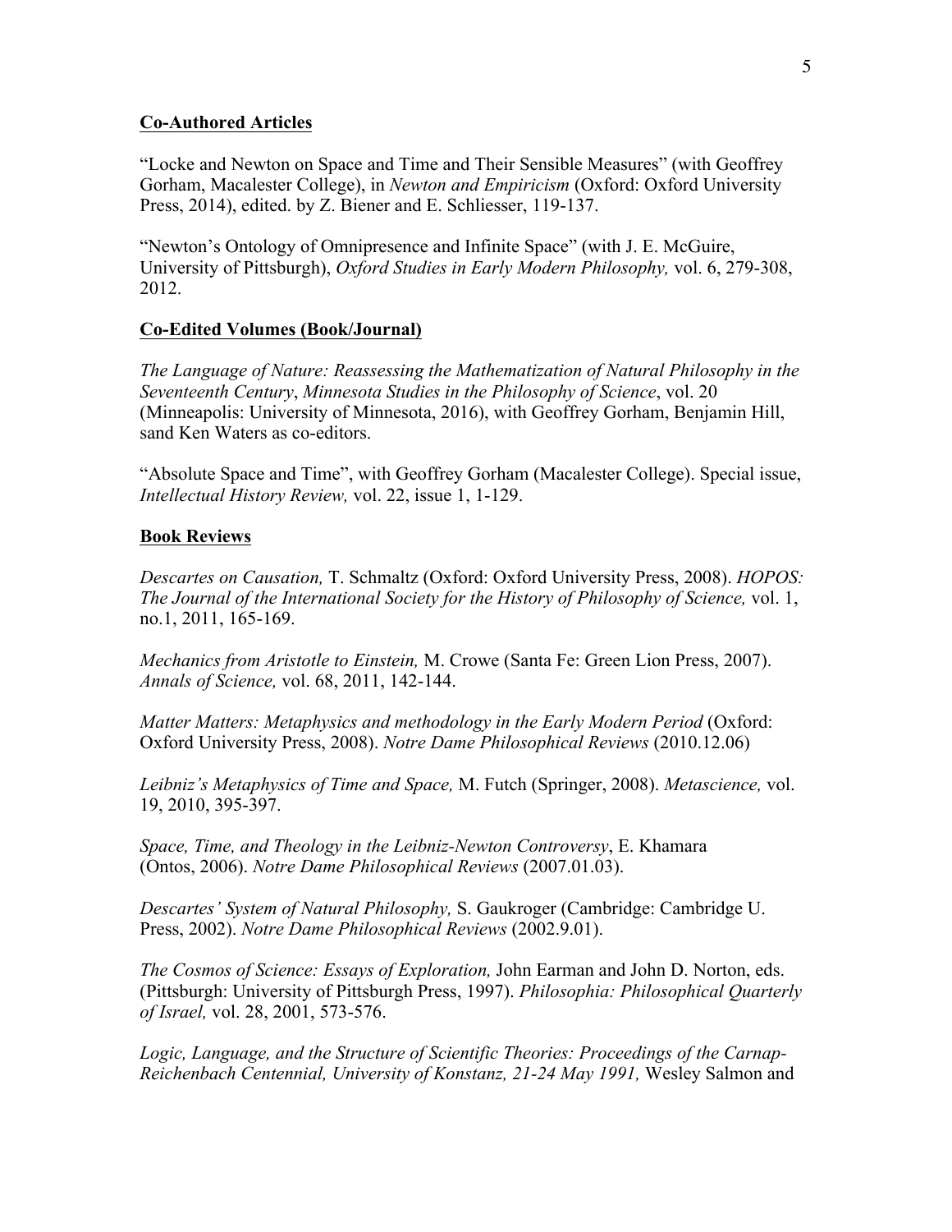## Co-Authored Articles

"Locke and Newton on Space and Time and Their Sensible Measures" (with Geoffrey Gorham, Macalester College), in *Newton and Empiricism* (Oxford: Oxford University Press, 2014), edited. by Z. Biener and E. Schliesser, 119-137.

"Newton's Ontology of Omnipresence and Infinite Space" (with J. E. McGuire, University of Pittsburgh), *Oxford Studies in Early Modern Philosophy,* vol. 6, 279-308, 2012.

## Co-Edited Volumes (Book/Journal)

*The Language of Nature: Reassessing the Mathematization of Natural Philosophy in the Seventeenth Century*, *Minnesota Studies in the Philosophy of Science*, vol. 20 (Minneapolis: University of Minnesota, 2016), with Geoffrey Gorham, Benjamin Hill, sand Ken Waters as co-editors.

"Absolute Space and Time", with Geoffrey Gorham (Macalester College). Special issue, *Intellectual History Review,* vol. 22, issue 1, 1-129.

## Book Reviews

*Descartes on Causation,* T. Schmaltz (Oxford: Oxford University Press, 2008). *HOPOS: The Journal of the International Society for the History of Philosophy of Science,* vol. 1, no.1, 2011, 165-169.

*Mechanics from Aristotle to Einstein,* M. Crowe (Santa Fe: Green Lion Press, 2007). *Annals of Science,* vol. 68, 2011, 142-144.

*Matter Matters: Metaphysics and methodology in the Early Modern Period* (Oxford: Oxford University Press, 2008). *Notre Dame Philosophical Reviews* (2010.12.06)

*Leibniz's Metaphysics of Time and Space,* M. Futch (Springer, 2008). *Metascience,* vol. 19, 2010, 395-397.

*Space, Time, and Theology in the Leibniz-Newton Controversy*, E. Khamara (Ontos, 2006). *Notre Dame Philosophical Reviews* (2007.01.03).

*Descartes' System of Natural Philosophy,* S. Gaukroger (Cambridge: Cambridge U. Press, 2002). *Notre Dame Philosophical Reviews* (2002.9.01).

*The Cosmos of Science: Essays of Exploration,* John Earman and John D. Norton, eds. (Pittsburgh: University of Pittsburgh Press, 1997). *Philosophia: Philosophical Quarterly of Israel,* vol. 28, 2001, 573-576.

*Logic, Language, and the Structure of Scientific Theories: Proceedings of the Carnap-Reichenbach Centennial, University of Konstanz, 21-24 May 1991,* Wesley Salmon and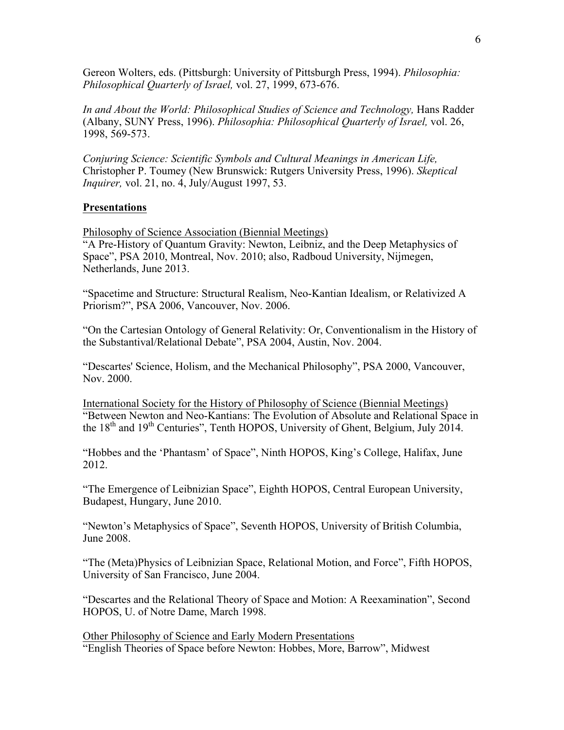Gereon Wolters, eds. (Pittsburgh: University of Pittsburgh Press, 1994). *Philosophia: Philosophical Quarterly of Israel,* vol. 27, 1999, 673-676.

*In and About the World: Philosophical Studies of Science and Technology,* Hans Radder (Albany, SUNY Press, 1996). *Philosophia: Philosophical Quarterly of Israel,* vol. 26, 1998, 569-573.

*Conjuring Science: Scientific Symbols and Cultural Meanings in American Life,* Christopher P. Toumey (New Brunswick: Rutgers University Press, 1996). *Skeptical Inquirer,* vol. 21, no. 4, July/August 1997, 53.

## Presentations

Philosophy of Science Association (Biennial Meetings)
"A Pre-History of Quantum Gravity: Newton, Leibniz, and the Deep Metaphysics of Space", PSA 2010, Montreal, Nov. 2010; also, Radboud University, Nijmegen, Netherlands, June 2013.

"Spacetime and Structure: Structural Realism, Neo-Kantian Idealism, or Relativized A Priorism?", PSA 2006, Vancouver, Nov. 2006.

"On the Cartesian Ontology of General Relativity: Or, Conventionalism in the History of the Substantival/Relational Debate", PSA 2004, Austin, Nov. 2004.

"Descartes' Science, Holism, and the Mechanical Philosophy", PSA 2000, Vancouver, Nov. 2000.

International Society for the History of Philosophy of Science (Biennial Meetings)
"Between Newton and Neo-Kantians: The Evolution of Absolute and Relational Space in the 18th and 19th Centuries", Tenth HOPOS, University of Ghent, Belgium, July 2014.

"Hobbes and the 'Phantasm' of Space", Ninth HOPOS, King's College, Halifax, June 2012.

"The Emergence of Leibnizian Space", Eighth HOPOS, Central European University, Budapest, Hungary, June 2010.

"Newton's Metaphysics of Space", Seventh HOPOS, University of British Columbia, June 2008.

"The (Meta)Physics of Leibnizian Space, Relational Motion, and Force", Fifth HOPOS, University of San Francisco, June 2004.

"Descartes and the Relational Theory of Space and Motion: A Reexamination", Second HOPOS, U. of Notre Dame, March 1998.

Other Philosophy of Science and Early Modern Presentations
"English Theories of Space before Newton: Hobbes, More, Barrow", Midwest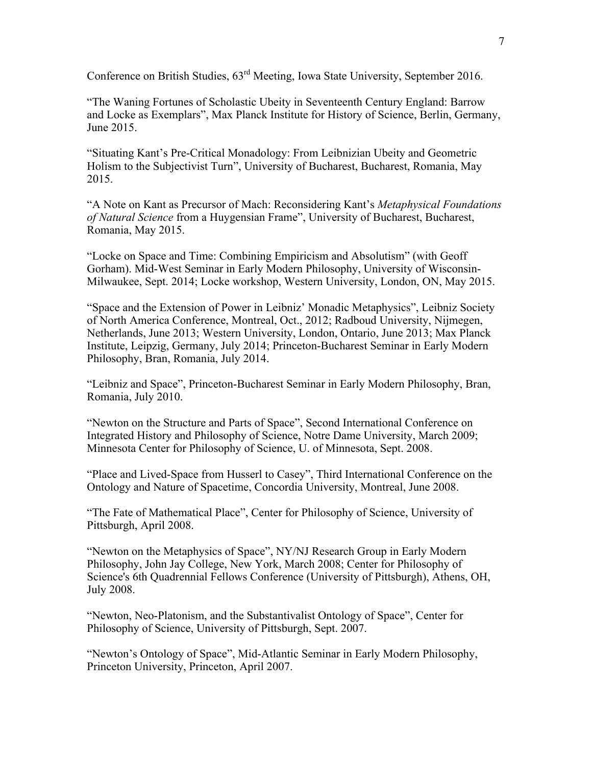Conference on British Studies, 63rd Meeting, Iowa State University, September 2016.

"The Waning Fortunes of Scholastic Ubeity in Seventeenth Century England: Barrow and Locke as Exemplars", Max Planck Institute for History of Science, Berlin, Germany, June 2015.

"Situating Kant's Pre-Critical Monadology: From Leibnizian Ubeity and Geometric Holism to the Subjectivist Turn", University of Bucharest, Bucharest, Romania, May 2015.

"A Note on Kant as Precursor of Mach: Reconsidering Kant's *Metaphysical Foundations of Natural Science* from a Huygensian Frame", University of Bucharest, Bucharest, Romania, May 2015.

"Locke on Space and Time: Combining Empiricism and Absolutism" (with Geoff Gorham). Mid-West Seminar in Early Modern Philosophy, University of Wisconsin-Milwaukee, Sept. 2014; Locke workshop, Western University, London, ON, May 2015.

"Space and the Extension of Power in Leibniz' Monadic Metaphysics", Leibniz Society of North America Conference, Montreal, Oct., 2012; Radboud University, Nijmegen, Netherlands, June 2013; Western University, London, Ontario, June 2013; Max Planck Institute, Leipzig, Germany, July 2014; Princeton-Bucharest Seminar in Early Modern Philosophy, Bran, Romania, July 2014.

"Leibniz and Space", Princeton-Bucharest Seminar in Early Modern Philosophy, Bran, Romania, July 2010.

"Newton on the Structure and Parts of Space", Second International Conference on Integrated History and Philosophy of Science, Notre Dame University, March 2009; Minnesota Center for Philosophy of Science, U. of Minnesota, Sept. 2008.

"Place and Lived-Space from Husserl to Casey", Third International Conference on the Ontology and Nature of Spacetime, Concordia University, Montreal, June 2008.

"The Fate of Mathematical Place", Center for Philosophy of Science, University of Pittsburgh, April 2008.

"Newton on the Metaphysics of Space", NY/NJ Research Group in Early Modern Philosophy, John Jay College, New York, March 2008; Center for Philosophy of Science's 6th Quadrennial Fellows Conference (University of Pittsburgh), Athens, OH, July 2008.

"Newton, Neo-Platonism, and the Substantivalist Ontology of Space", Center for Philosophy of Science, University of Pittsburgh, Sept. 2007.

"Newton's Ontology of Space", Mid-Atlantic Seminar in Early Modern Philosophy, Princeton University, Princeton, April 2007.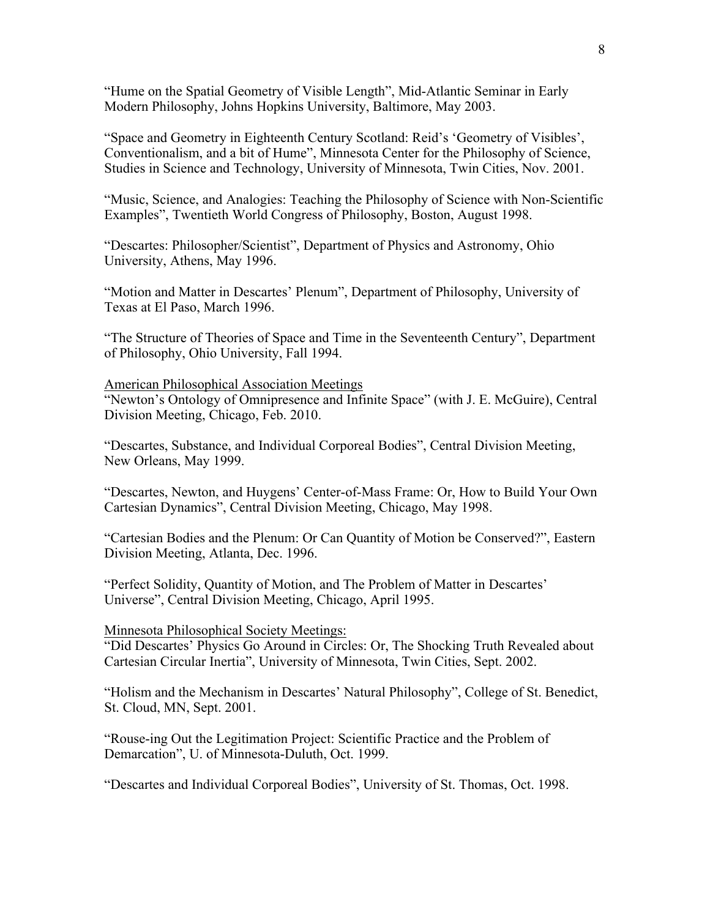"Hume on the Spatial Geometry of Visible Length", Mid-Atlantic Seminar in Early Modern Philosophy, Johns Hopkins University, Baltimore, May 2003.

"Space and Geometry in Eighteenth Century Scotland: Reid's 'Geometry of Visibles', Conventionalism, and a bit of Hume", Minnesota Center for the Philosophy of Science, Studies in Science and Technology, University of Minnesota, Twin Cities, Nov. 2001.

"Music, Science, and Analogies: Teaching the Philosophy of Science with Non-Scientific Examples", Twentieth World Congress of Philosophy, Boston, August 1998.

"Descartes: Philosopher/Scientist", Department of Physics and Astronomy, Ohio University, Athens, May 1996.

"Motion and Matter in Descartes' Plenum", Department of Philosophy, University of Texas at El Paso, March 1996.

"The Structure of Theories of Space and Time in the Seventeenth Century", Department of Philosophy, Ohio University, Fall 1994.

<u>American Philosophical Association Meetings</u>

"Newton's Ontology of Omnipresence and Infinite Space" (with J. E. McGuire), Central Division Meeting, Chicago, Feb. 2010.

"Descartes, Substance, and Individual Corporeal Bodies", Central Division Meeting, New Orleans, May 1999.

"Descartes, Newton, and Huygens' Center-of-Mass Frame: Or, How to Build Your Own Cartesian Dynamics", Central Division Meeting, Chicago, May 1998.

"Cartesian Bodies and the Plenum: Or Can Quantity of Motion be Conserved?", Eastern Division Meeting, Atlanta, Dec. 1996.

"Perfect Solidity, Quantity of Motion, and The Problem of Matter in Descartes' Universe", Central Division Meeting, Chicago, April 1995.

<u>Minnesota Philosophical Society Meetings:</u>

"Did Descartes' Physics Go Around in Circles: Or, The Shocking Truth Revealed about Cartesian Circular Inertia", University of Minnesota, Twin Cities, Sept. 2002.

"Holism and the Mechanism in Descartes' Natural Philosophy", College of St. Benedict, St. Cloud, MN, Sept. 2001.

"Rouse-ing Out the Legitimation Project: Scientific Practice and the Problem of Demarcation", U. of Minnesota-Duluth, Oct. 1999.

"Descartes and Individual Corporeal Bodies", University of St. Thomas, Oct. 1998.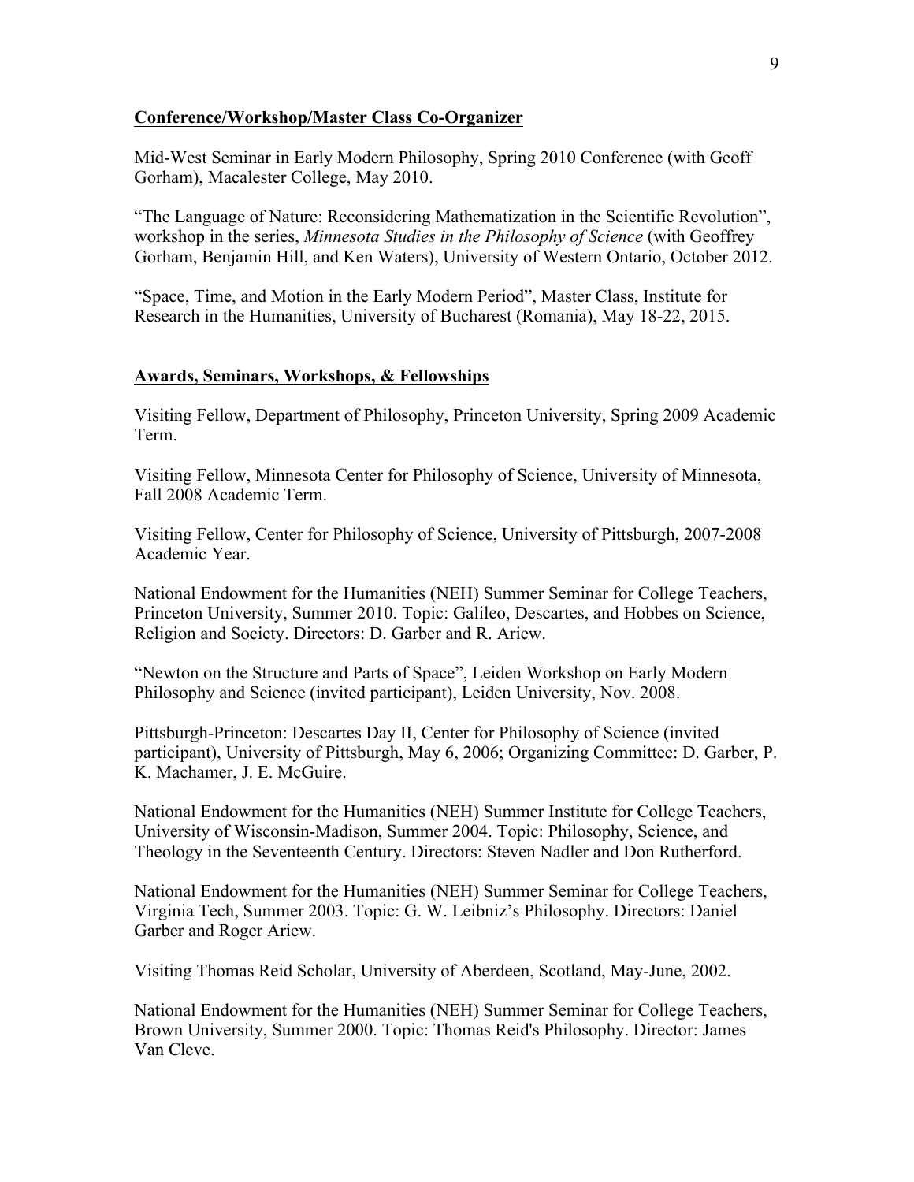**Conference/Workshop/Master Class Co-Organizer**

Mid-West Seminar in Early Modern Philosophy, Spring 2010 Conference (with Geoff Gorham), Macalester College, May 2010.

"The Language of Nature: Reconsidering Mathematization in the Scientific Revolution", workshop in the series, *Minnesota Studies in the Philosophy of Science* (with Geoffrey Gorham, Benjamin Hill, and Ken Waters), University of Western Ontario, October 2012.

"Space, Time, and Motion in the Early Modern Period", Master Class, Institute for Research in the Humanities, University of Bucharest (Romania), May 18-22, 2015.

**Awards, Seminars, Workshops, & Fellowships**

Visiting Fellow, Department of Philosophy, Princeton University, Spring 2009 Academic Term.

Visiting Fellow, Minnesota Center for Philosophy of Science, University of Minnesota, Fall 2008 Academic Term.

Visiting Fellow, Center for Philosophy of Science, University of Pittsburgh, 2007-2008 Academic Year.

National Endowment for the Humanities (NEH) Summer Seminar for College Teachers, Princeton University, Summer 2010. Topic: Galileo, Descartes, and Hobbes on Science, Religion and Society. Directors: D. Garber and R. Ariew.

"Newton on the Structure and Parts of Space", Leiden Workshop on Early Modern Philosophy and Science (invited participant), Leiden University, Nov. 2008.

Pittsburgh-Princeton: Descartes Day II, Center for Philosophy of Science (invited participant), University of Pittsburgh, May 6, 2006; Organizing Committee: D. Garber, P. K. Machamer, J. E. McGuire.

National Endowment for the Humanities (NEH) Summer Institute for College Teachers, University of Wisconsin-Madison, Summer 2004. Topic: Philosophy, Science, and Theology in the Seventeenth Century. Directors: Steven Nadler and Don Rutherford.

National Endowment for the Humanities (NEH) Summer Seminar for College Teachers, Virginia Tech, Summer 2003. Topic: G. W. Leibniz's Philosophy. Directors: Daniel Garber and Roger Ariew.

Visiting Thomas Reid Scholar, University of Aberdeen, Scotland, May-June, 2002.

National Endowment for the Humanities (NEH) Summer Seminar for College Teachers, Brown University, Summer 2000. Topic: Thomas Reid's Philosophy. Director: James Van Cleve.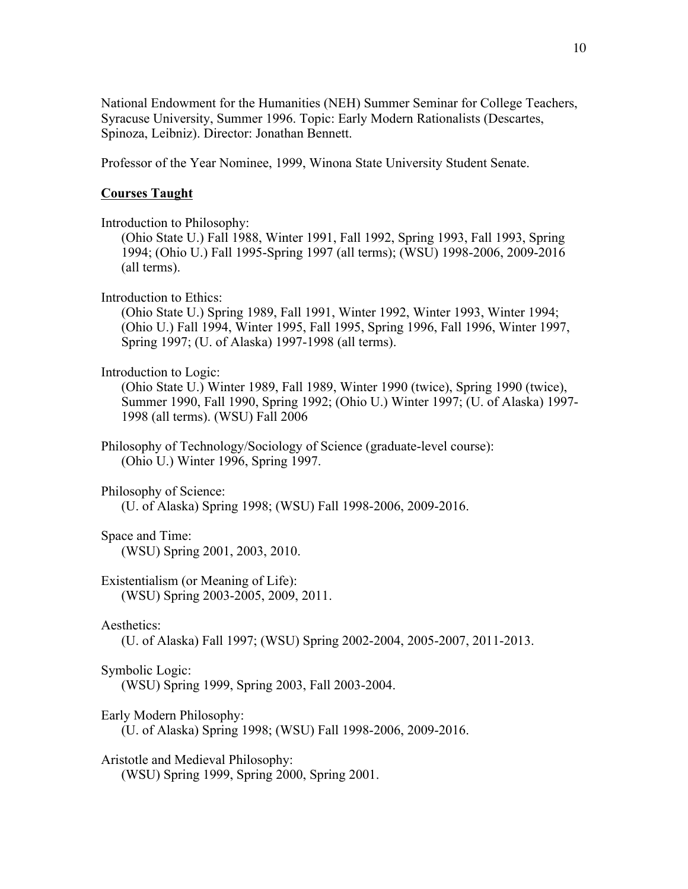National Endowment for the Humanities (NEH) Summer Seminar for College Teachers, Syracuse University, Summer 1996. Topic: Early Modern Rationalists (Descartes, Spinoza, Leibniz). Director: Jonathan Bennett.

Professor of the Year Nominee, 1999, Winona State University Student Senate.

## Courses Taught

Introduction to Philosophy:
(Ohio State U.) Fall 1988, Winter 1991, Fall 1992, Spring 1993, Fall 1993, Spring 1994; (Ohio U.) Fall 1995-Spring 1997 (all terms); (WSU) 1998-2006, 2009-2016 (all terms).

Introduction to Ethics:
(Ohio State U.) Spring 1989, Fall 1991, Winter 1992, Winter 1993, Winter 1994; (Ohio U.) Fall 1994, Winter 1995, Fall 1995, Spring 1996, Fall 1996, Winter 1997, Spring 1997; (U. of Alaska) 1997-1998 (all terms).

Introduction to Logic:
(Ohio State U.) Winter 1989, Fall 1989, Winter 1990 (twice), Spring 1990 (twice), Summer 1990, Fall 1990, Spring 1992; (Ohio U.) Winter 1997; (U. of Alaska) 1997-1998 (all terms). (WSU) Fall 2006

Philosophy of Technology/Sociology of Science (graduate-level course):
(Ohio U.) Winter 1996, Spring 1997.

Philosophy of Science:
(U. of Alaska) Spring 1998; (WSU) Fall 1998-2006, 2009-2016.

Space and Time:
(WSU) Spring 2001, 2003, 2010.

Existentialism (or Meaning of Life):
(WSU) Spring 2003-2005, 2009, 2011.

Aesthetics:
(U. of Alaska) Fall 1997; (WSU) Spring 2002-2004, 2005-2007, 2011-2013.

Symbolic Logic:
(WSU) Spring 1999, Spring 2003, Fall 2003-2004.

Early Modern Philosophy:
(U. of Alaska) Spring 1998; (WSU) Fall 1998-2006, 2009-2016.

Aristotle and Medieval Philosophy:
(WSU) Spring 1999, Spring 2000, Spring 2001.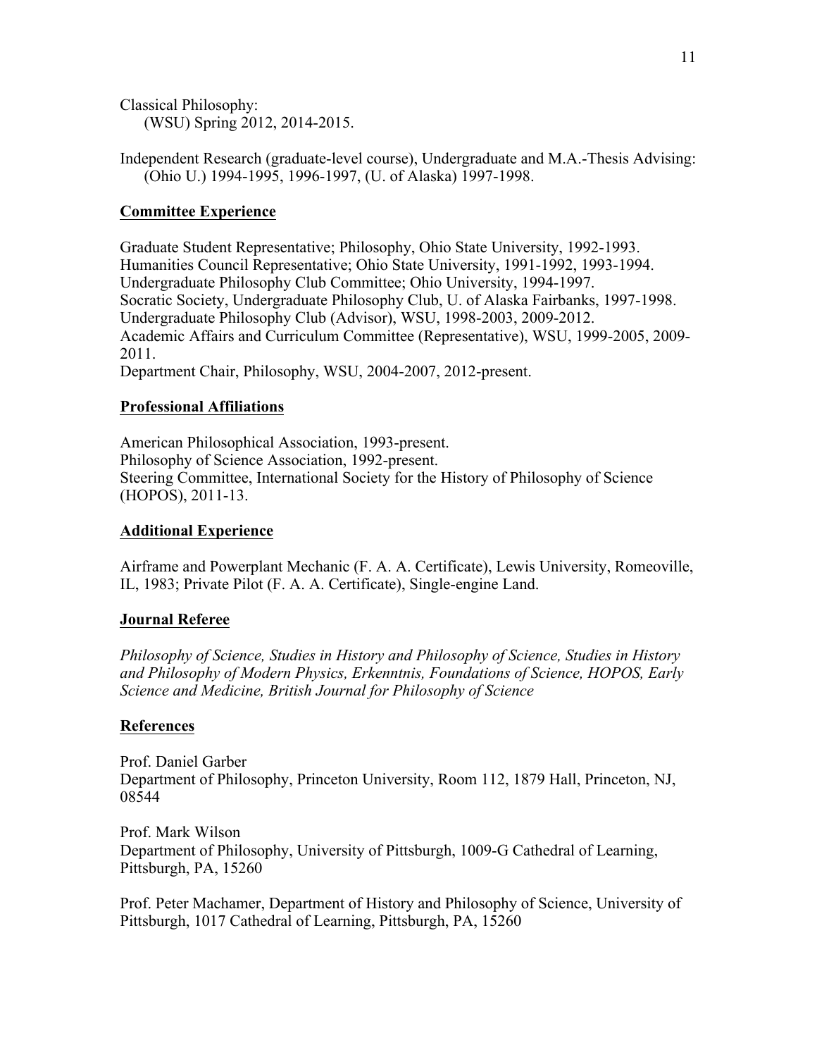Classical Philosophy:
(WSU) Spring 2012, 2014-2015.

Independent Research (graduate-level course), Undergraduate and M.A.-Thesis Advising:
(Ohio U.) 1994-1995, 1996-1997, (U. of Alaska) 1997-1998.

## Committee Experience

Graduate Student Representative; Philosophy, Ohio State University, 1992-1993.
Humanities Council Representative; Ohio State University, 1991-1992, 1993-1994.
Undergraduate Philosophy Club Committee; Ohio University, 1994-1997.
Socratic Society, Undergraduate Philosophy Club, U. of Alaska Fairbanks, 1997-1998.
Undergraduate Philosophy Club (Advisor), WSU, 1998-2003, 2009-2012.
Academic Affairs and Curriculum Committee (Representative), WSU, 1999-2005, 2009-2011.
Department Chair, Philosophy, WSU, 2004-2007, 2012-present.

## Professional Affiliations

American Philosophical Association, 1993-present.
Philosophy of Science Association, 1992-present.
Steering Committee, International Society for the History of Philosophy of Science (HOPOS), 2011-13.

## Additional Experience

Airframe and Powerplant Mechanic (F. A. A. Certificate), Lewis University, Romeoville, IL, 1983; Private Pilot (F. A. A. Certificate), Single-engine Land.

## Journal Referee

*Philosophy of Science, Studies in History and Philosophy of Science, Studies in History and Philosophy of Modern Physics, Erkenntnis, Foundations of Science, HOPOS, Early Science and Medicine, British Journal for Philosophy of Science*

## References

Prof. Daniel Garber
Department of Philosophy, Princeton University, Room 112, 1879 Hall, Princeton, NJ, 08544

Prof. Mark Wilson
Department of Philosophy, University of Pittsburgh, 1009-G Cathedral of Learning, Pittsburgh, PA, 15260

Prof. Peter Machamer, Department of History and Philosophy of Science, University of Pittsburgh, 1017 Cathedral of Learning, Pittsburgh, PA, 15260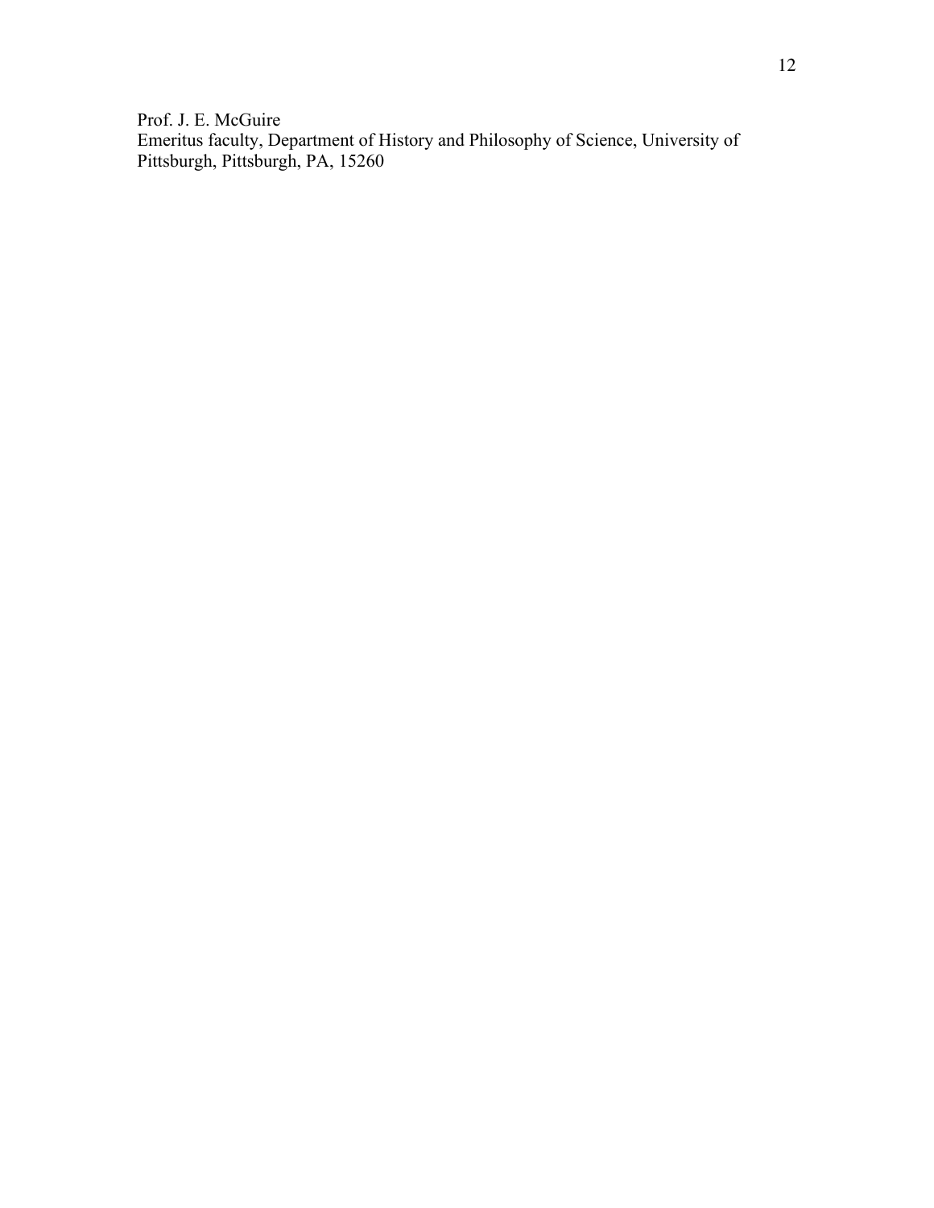Prof. J. E. McGuire
Emeritus faculty, Department of History and Philosophy of Science, University of Pittsburgh, Pittsburgh, PA, 15260